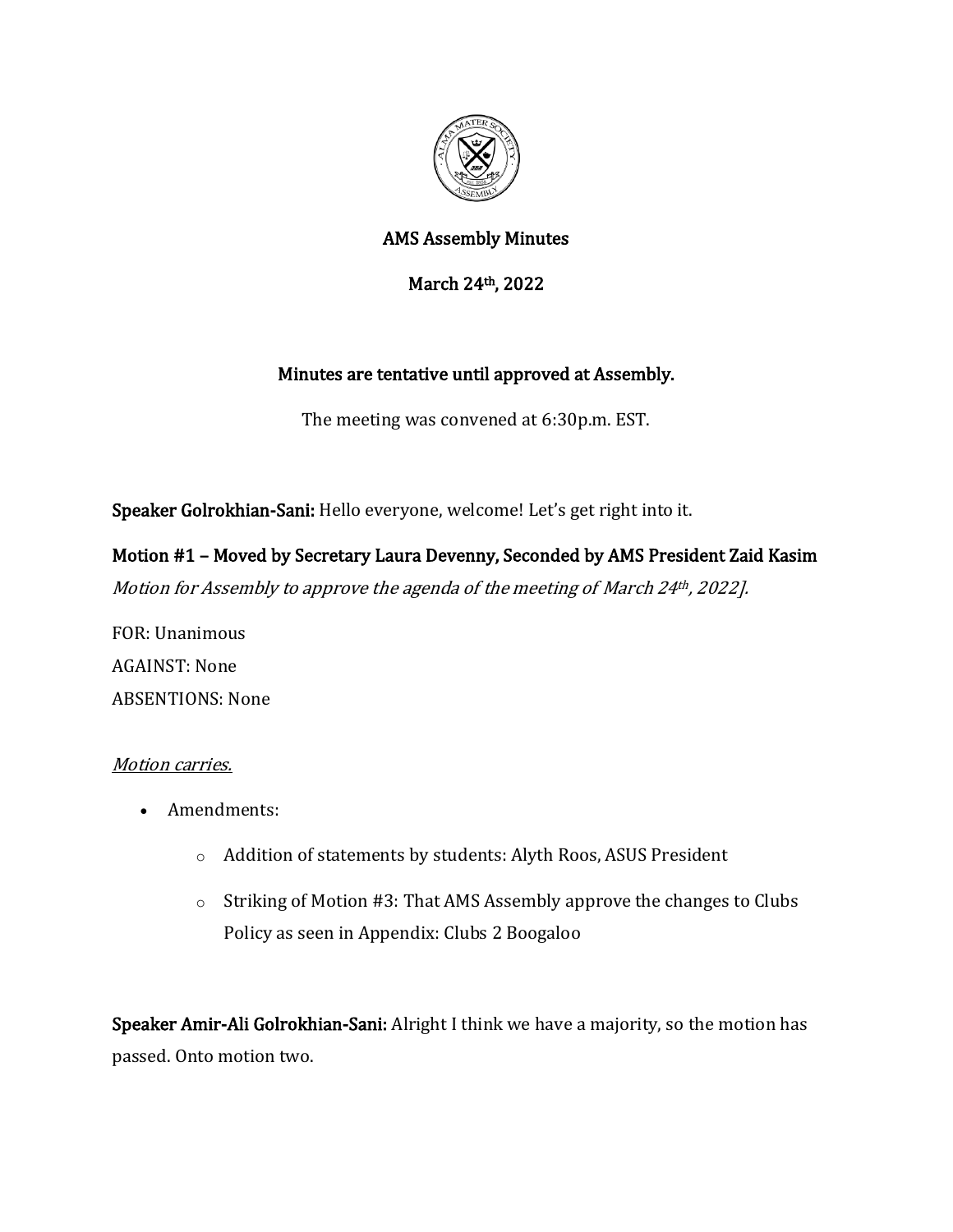# AMS Assembly Minutes

## March 24th, 2022

**Minutes are tentative until approved at Assembly.**

The meeting was convened at 6:30p.m. EST.

**Speaker Golrokhian-Sani:** Hello everyone, welcome! Let's get right into it.

**Motion #1 – Moved by Secretary Laura Devenny, Seconded by AMS President Zaid Kasim**

*Motion for Assembly to approve the agenda of the meeting of March 24th, 2022].*

FOR: Unanimous

AGAINST: None

ABSENTIONS: None

*Motion carries.*

- Amendments:
  - Addition of statements by students: Alyth Roos, ASUS President
  - Striking of Motion #3: That AMS Assembly approve the changes to Clubs Policy as seen in Appendix: Clubs 2 Boogaloo

**Speaker Amir-Ali Golrokhian-Sani:** Alright I think we have a majority, so the motion has passed. Onto motion two.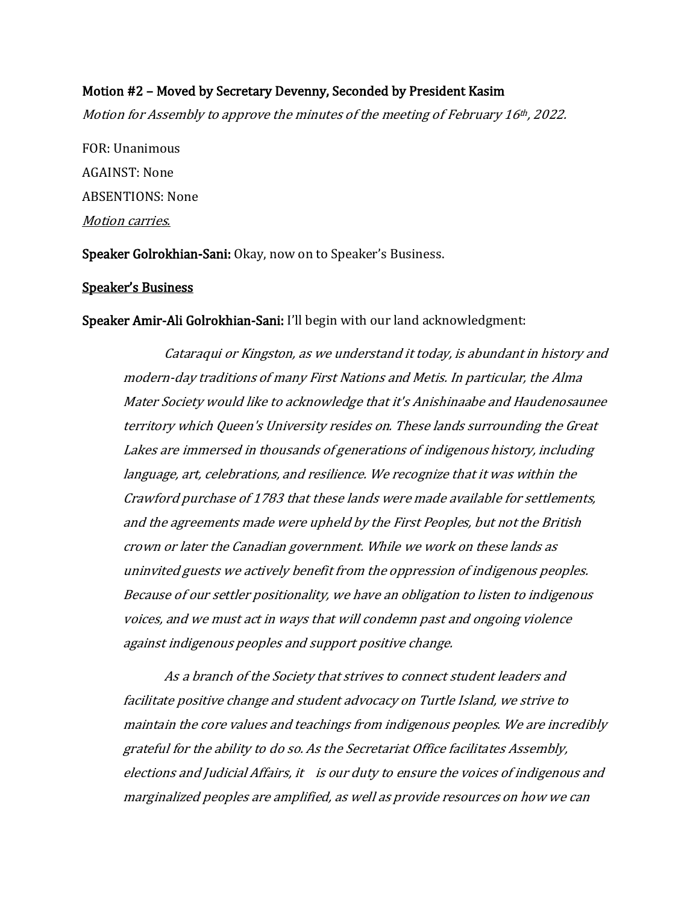**Motion #2 – Moved by Secretary Devenny, Seconded by President Kasim**

*Motion for Assembly to approve the minutes of the meeting of February 16th, 2022.*

FOR: Unanimous

AGAINST: None

ABSENTIONS: None

*Motion carries.*

**Speaker Golrokhian-Sani:** Okay, now on to Speaker's Business.

## Speaker's Business

**Speaker Amir-Ali Golrokhian-Sani:** I'll begin with our land acknowledgment:

> *Cataraqui or Kingston, as we understand it today, is abundant in history and modern-day traditions of many First Nations and Metis. In particular, the Alma Mater Society would like to acknowledge that it's Anishinaabe and Haudenosaunee territory which Queen's University resides on. These lands surrounding the Great Lakes are immersed in thousands of generations of indigenous history, including language, art, celebrations, and resilience. We recognize that it was within the Crawford purchase of 1783 that these lands were made available for settlements, and the agreements made were upheld by the First Peoples, but not the British crown or later the Canadian government. While we work on these lands as uninvited guests we actively benefit from the oppression of indigenous peoples. Because of our settler positionality, we have an obligation to listen to indigenous voices, and we must act in ways that will condemn past and ongoing violence against indigenous peoples and support positive change.*
>
> *As a branch of the Society that strives to connect student leaders and facilitate positive change and student advocacy on Turtle Island, we strive to maintain the core values and teachings from indigenous peoples. We are incredibly grateful for the ability to do so. As the Secretariat Office facilitates Assembly, elections and Judicial Affairs, it is our duty to ensure the voices of indigenous and marginalized peoples are amplified, as well as provide resources on how we can*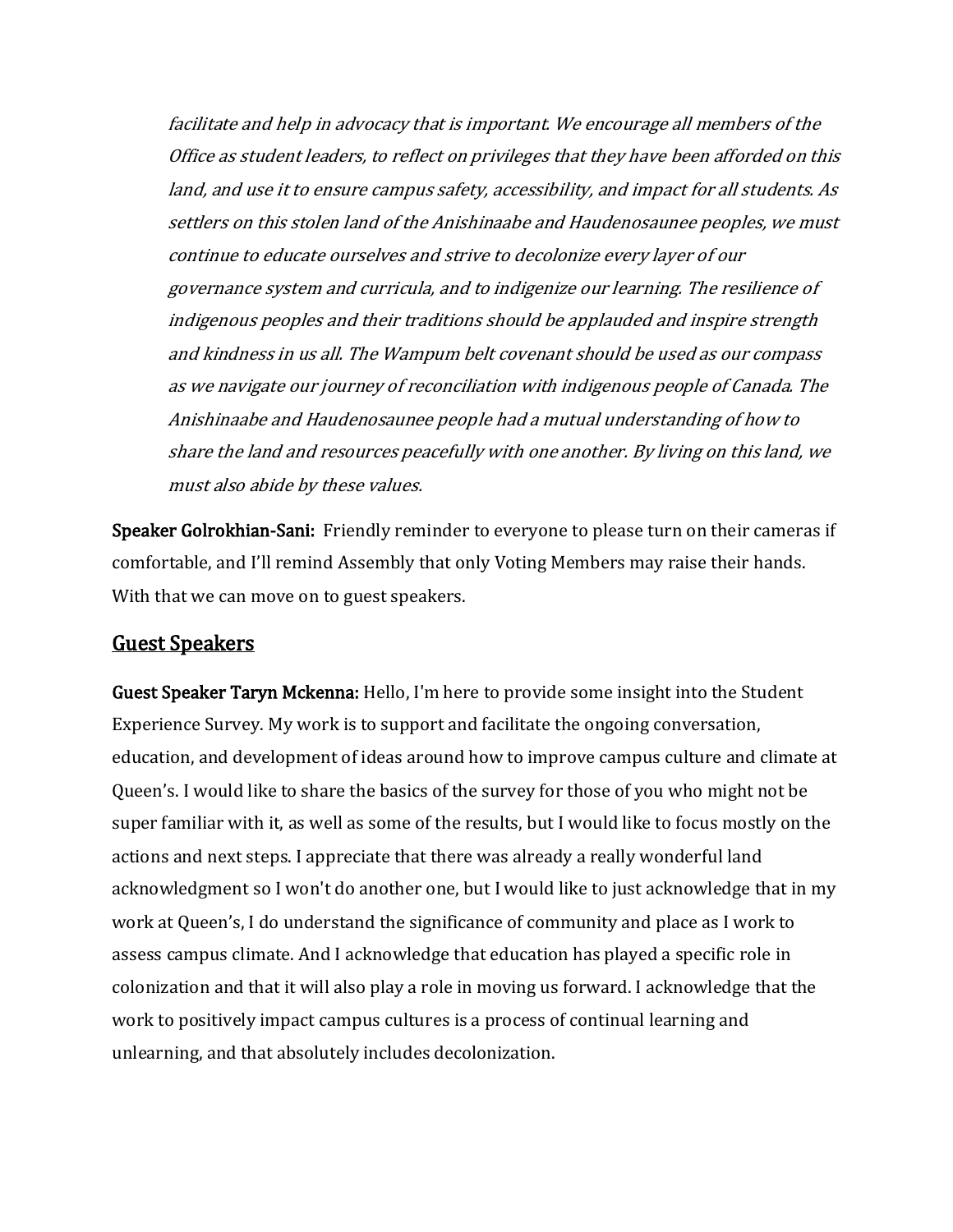*facilitate and help in advocacy that is important. We encourage all members of the Office as student leaders, to reflect on privileges that they have been afforded on this land, and use it to ensure campus safety, accessibility, and impact for all students. As settlers on this stolen land of the Anishinaabe and Haudenosaunee peoples, we must continue to educate ourselves and strive to decolonize every layer of our governance system and curricula, and to indigenize our learning. The resilience of indigenous peoples and their traditions should be applauded and inspire strength and kindness in us all. The Wampum belt covenant should be used as our compass as we navigate our journey of reconciliation with indigenous people of Canada. The Anishinaabe and Haudenosaunee people had a mutual understanding of how to share the land and resources peacefully with one another. By living on this land, we must also abide by these values.*

**Speaker Golrokhian-Sani:** Friendly reminder to everyone to please turn on their cameras if comfortable, and I'll remind Assembly that only Voting Members may raise their hands. With that we can move on to guest speakers.

## Guest Speakers

**Guest Speaker Taryn Mckenna:** Hello, I'm here to provide some insight into the Student Experience Survey. My work is to support and facilitate the ongoing conversation, education, and development of ideas around how to improve campus culture and climate at Queen's. I would like to share the basics of the survey for those of you who might not be super familiar with it, as well as some of the results, but I would like to focus mostly on the actions and next steps. I appreciate that there was already a really wonderful land acknowledgment so I won't do another one, but I would like to just acknowledge that in my work at Queen's, I do understand the significance of community and place as I work to assess campus climate. And I acknowledge that education has played a specific role in colonization and that it will also play a role in moving us forward. I acknowledge that the work to positively impact campus cultures is a process of continual learning and unlearning, and that absolutely includes decolonization.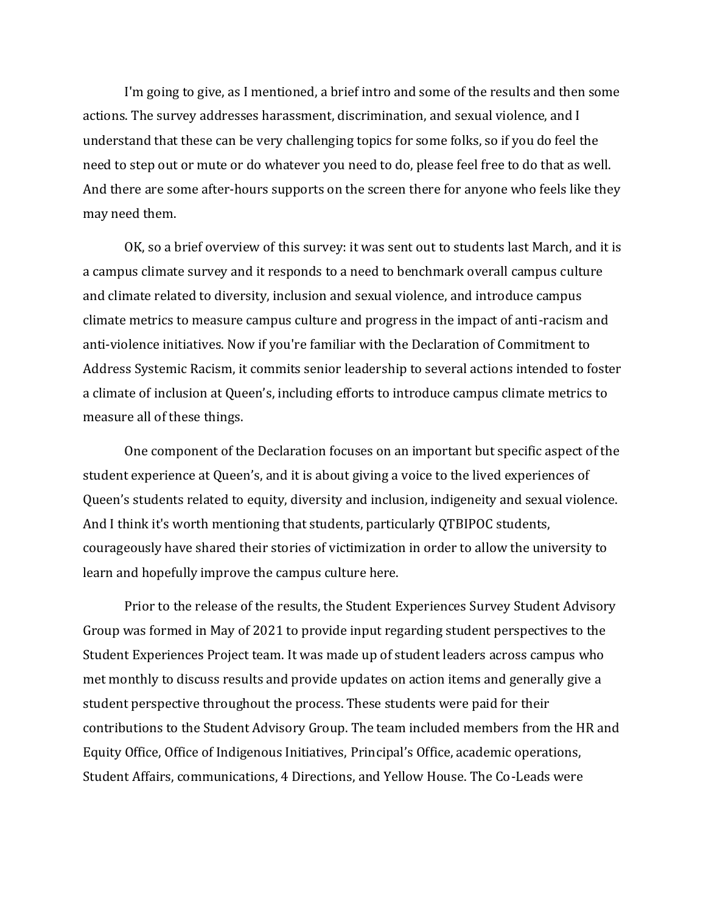I'm going to give, as I mentioned, a brief intro and some of the results and then some actions. The survey addresses harassment, discrimination, and sexual violence, and I understand that these can be very challenging topics for some folks, so if you do feel the need to step out or mute or do whatever you need to do, please feel free to do that as well. And there are some after-hours supports on the screen there for anyone who feels like they may need them.

OK, so a brief overview of this survey: it was sent out to students last March, and it is a campus climate survey and it responds to a need to benchmark overall campus culture and climate related to diversity, inclusion and sexual violence, and introduce campus climate metrics to measure campus culture and progress in the impact of anti-racism and anti-violence initiatives. Now if you're familiar with the Declaration of Commitment to Address Systemic Racism, it commits senior leadership to several actions intended to foster a climate of inclusion at Queen's, including efforts to introduce campus climate metrics to measure all of these things.

One component of the Declaration focuses on an important but specific aspect of the student experience at Queen's, and it is about giving a voice to the lived experiences of Queen's students related to equity, diversity and inclusion, indigeneity and sexual violence. And I think it's worth mentioning that students, particularly QTBIPOC students, courageously have shared their stories of victimization in order to allow the university to learn and hopefully improve the campus culture here.

Prior to the release of the results, the Student Experiences Survey Student Advisory Group was formed in May of 2021 to provide input regarding student perspectives to the Student Experiences Project team. It was made up of student leaders across campus who met monthly to discuss results and provide updates on action items and generally give a student perspective throughout the process. These students were paid for their contributions to the Student Advisory Group. The team included members from the HR and Equity Office, Office of Indigenous Initiatives, Principal's Office, academic operations, Student Affairs, communications, 4 Directions, and Yellow House. The Co-Leads were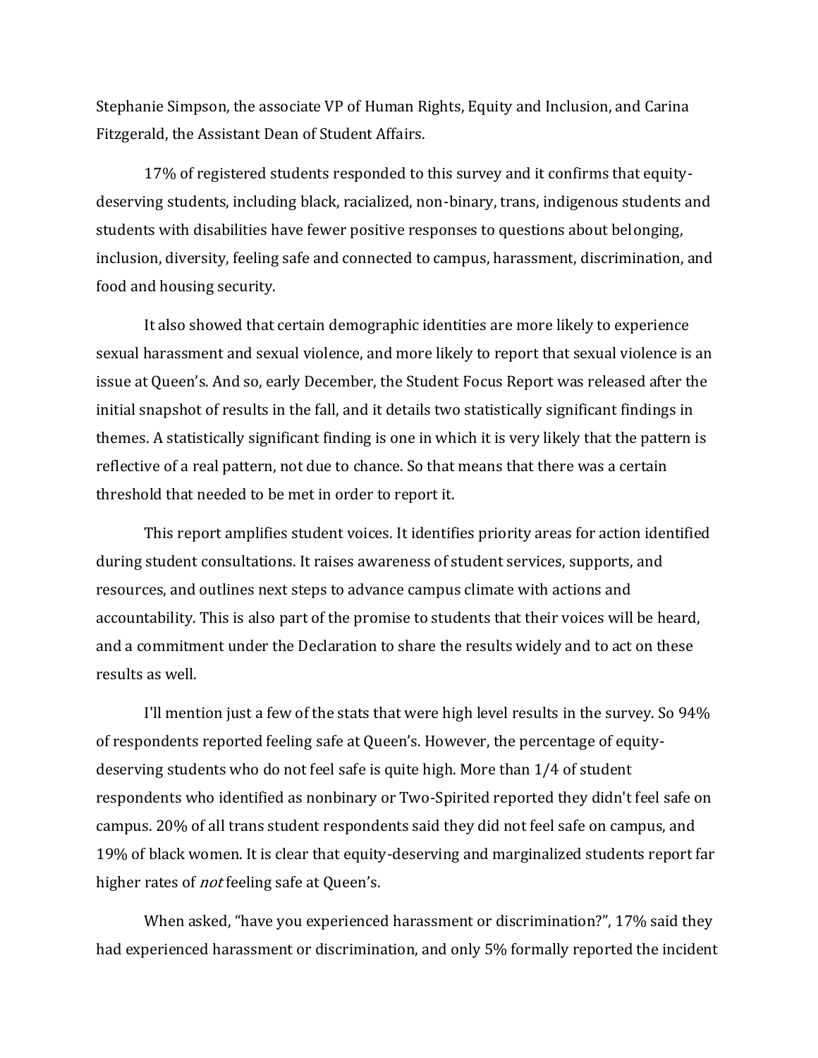Stephanie Simpson, the associate VP of Human Rights, Equity and Inclusion, and Carina Fitzgerald, the Assistant Dean of Student Affairs.

17% of registered students responded to this survey and it confirms that equity-deserving students, including black, racialized, non-binary, trans, indigenous students and students with disabilities have fewer positive responses to questions about belonging, inclusion, diversity, feeling safe and connected to campus, harassment, discrimination, and food and housing security.

It also showed that certain demographic identities are more likely to experience sexual harassment and sexual violence, and more likely to report that sexual violence is an issue at Queen's. And so, early December, the Student Focus Report was released after the initial snapshot of results in the fall, and it details two statistically significant findings in themes. A statistically significant finding is one in which it is very likely that the pattern is reflective of a real pattern, not due to chance. So that means that there was a certain threshold that needed to be met in order to report it.

This report amplifies student voices. It identifies priority areas for action identified during student consultations. It raises awareness of student services, supports, and resources, and outlines next steps to advance campus climate with actions and accountability. This is also part of the promise to students that their voices will be heard, and a commitment under the Declaration to share the results widely and to act on these results as well.

I'll mention just a few of the stats that were high level results in the survey. So 94% of respondents reported feeling safe at Queen's. However, the percentage of equity-deserving students who do not feel safe is quite high. More than 1/4 of student respondents who identified as nonbinary or Two-Spirited reported they didn't feel safe on campus. 20% of all trans student respondents said they did not feel safe on campus, and 19% of black women. It is clear that equity-deserving and marginalized students report far higher rates of *not* feeling safe at Queen's.

When asked, "have you experienced harassment or discrimination?", 17% said they had experienced harassment or discrimination, and only 5% formally reported the incident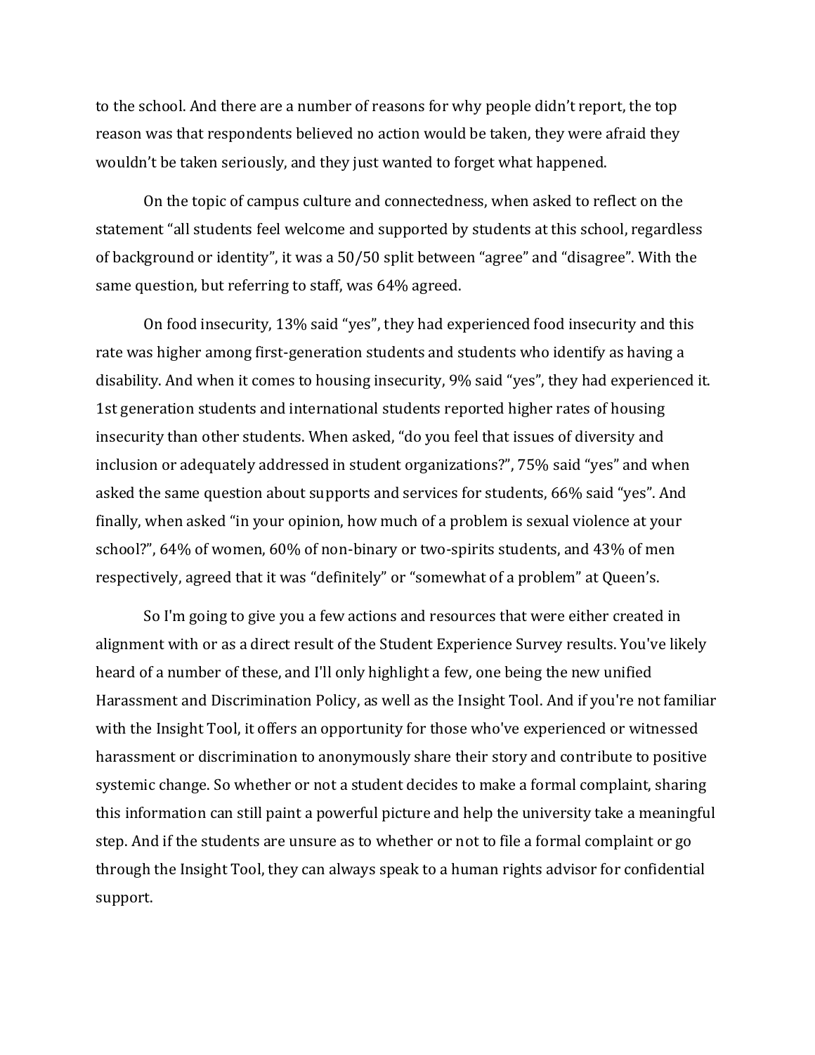to the school. And there are a number of reasons for why people didn't report, the top reason was that respondents believed no action would be taken, they were afraid they wouldn't be taken seriously, and they just wanted to forget what happened.

On the topic of campus culture and connectedness, when asked to reflect on the statement "all students feel welcome and supported by students at this school, regardless of background or identity", it was a 50/50 split between "agree" and "disagree". With the same question, but referring to staff, was 64% agreed.

On food insecurity, 13% said "yes", they had experienced food insecurity and this rate was higher among first-generation students and students who identify as having a disability. And when it comes to housing insecurity, 9% said "yes", they had experienced it. 1st generation students and international students reported higher rates of housing insecurity than other students. When asked, "do you feel that issues of diversity and inclusion or adequately addressed in student organizations?", 75% said "yes" and when asked the same question about supports and services for students, 66% said "yes". And finally, when asked "in your opinion, how much of a problem is sexual violence at your school?", 64% of women, 60% of non-binary or two-spirits students, and 43% of men respectively, agreed that it was "definitely" or "somewhat of a problem" at Queen's.

So I'm going to give you a few actions and resources that were either created in alignment with or as a direct result of the Student Experience Survey results. You've likely heard of a number of these, and I'll only highlight a few, one being the new unified Harassment and Discrimination Policy, as well as the Insight Tool. And if you're not familiar with the Insight Tool, it offers an opportunity for those who've experienced or witnessed harassment or discrimination to anonymously share their story and contribute to positive systemic change. So whether or not a student decides to make a formal complaint, sharing this information can still paint a powerful picture and help the university take a meaningful step. And if the students are unsure as to whether or not to file a formal complaint or go through the Insight Tool, they can always speak to a human rights advisor for confidential support.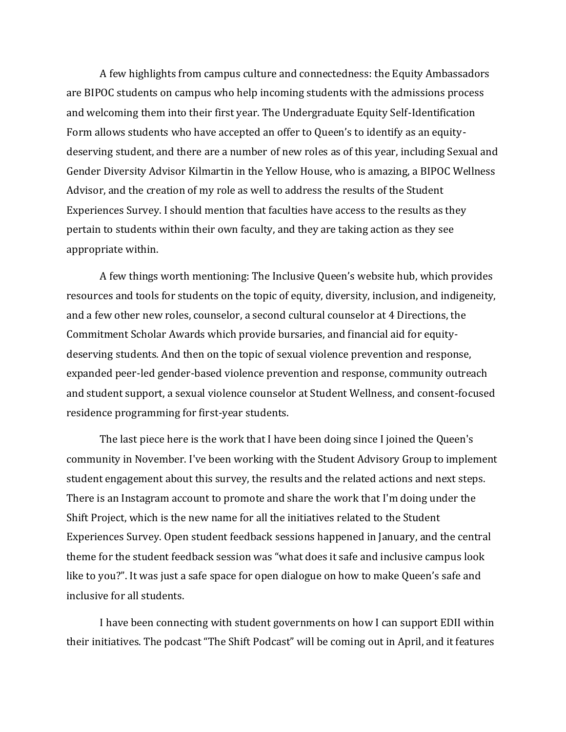A few highlights from campus culture and connectedness: the Equity Ambassadors are BIPOC students on campus who help incoming students with the admissions process and welcoming them into their first year. The Undergraduate Equity Self-Identification Form allows students who have accepted an offer to Queen's to identify as an equity-deserving student, and there are a number of new roles as of this year, including Sexual and Gender Diversity Advisor Kilmartin in the Yellow House, who is amazing, a BIPOC Wellness Advisor, and the creation of my role as well to address the results of the Student Experiences Survey. I should mention that faculties have access to the results as they pertain to students within their own faculty, and they are taking action as they see appropriate within.

A few things worth mentioning: The Inclusive Queen's website hub, which provides resources and tools for students on the topic of equity, diversity, inclusion, and indigeneity, and a few other new roles, counselor, a second cultural counselor at 4 Directions, the Commitment Scholar Awards which provide bursaries, and financial aid for equity-deserving students. And then on the topic of sexual violence prevention and response, expanded peer-led gender-based violence prevention and response, community outreach and student support, a sexual violence counselor at Student Wellness, and consent-focused residence programming for first-year students.

The last piece here is the work that I have been doing since I joined the Queen's community in November. I've been working with the Student Advisory Group to implement student engagement about this survey, the results and the related actions and next steps. There is an Instagram account to promote and share the work that I'm doing under the Shift Project, which is the new name for all the initiatives related to the Student Experiences Survey. Open student feedback sessions happened in January, and the central theme for the student feedback session was "what does it safe and inclusive campus look like to you?". It was just a safe space for open dialogue on how to make Queen's safe and inclusive for all students.

I have been connecting with student governments on how I can support EDII within their initiatives. The podcast "The Shift Podcast" will be coming out in April, and it features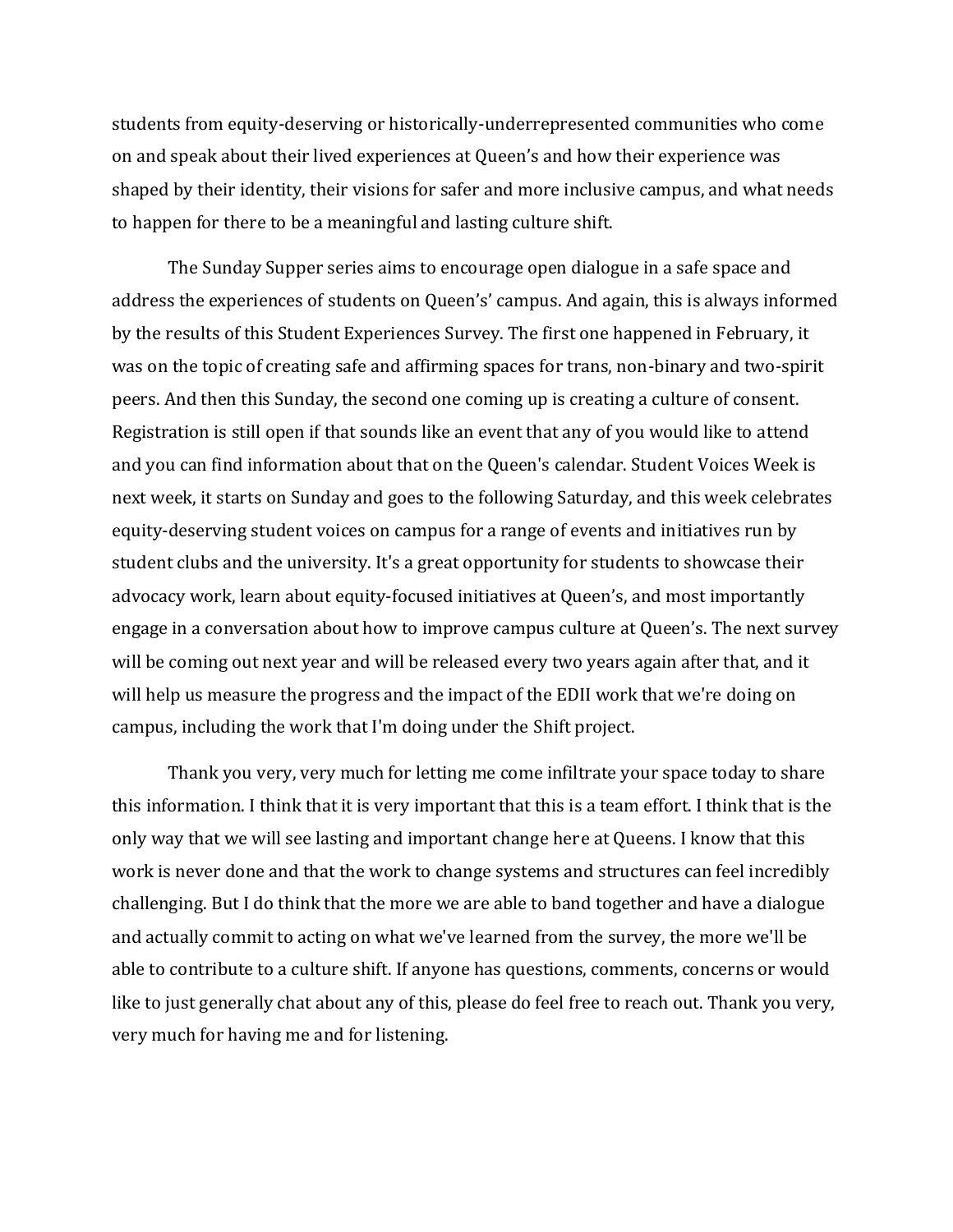students from equity-deserving or historically-underrepresented communities who come on and speak about their lived experiences at Queen's and how their experience was shaped by their identity, their visions for safer and more inclusive campus, and what needs to happen for there to be a meaningful and lasting culture shift.

The Sunday Supper series aims to encourage open dialogue in a safe space and address the experiences of students on Queen's' campus. And again, this is always informed by the results of this Student Experiences Survey. The first one happened in February, it was on the topic of creating safe and affirming spaces for trans, non-binary and two-spirit peers. And then this Sunday, the second one coming up is creating a culture of consent. Registration is still open if that sounds like an event that any of you would like to attend and you can find information about that on the Queen's calendar. Student Voices Week is next week, it starts on Sunday and goes to the following Saturday, and this week celebrates equity-deserving student voices on campus for a range of events and initiatives run by student clubs and the university. It's a great opportunity for students to showcase their advocacy work, learn about equity-focused initiatives at Queen's, and most importantly engage in a conversation about how to improve campus culture at Queen's. The next survey will be coming out next year and will be released every two years again after that, and it will help us measure the progress and the impact of the EDII work that we're doing on campus, including the work that I'm doing under the Shift project.

Thank you very, very much for letting me come infiltrate your space today to share this information. I think that it is very important that this is a team effort. I think that is the only way that we will see lasting and important change here at Queens. I know that this work is never done and that the work to change systems and structures can feel incredibly challenging. But I do think that the more we are able to band together and have a dialogue and actually commit to acting on what we've learned from the survey, the more we'll be able to contribute to a culture shift. If anyone has questions, comments, concerns or would like to just generally chat about any of this, please do feel free to reach out. Thank you very, very much for having me and for listening.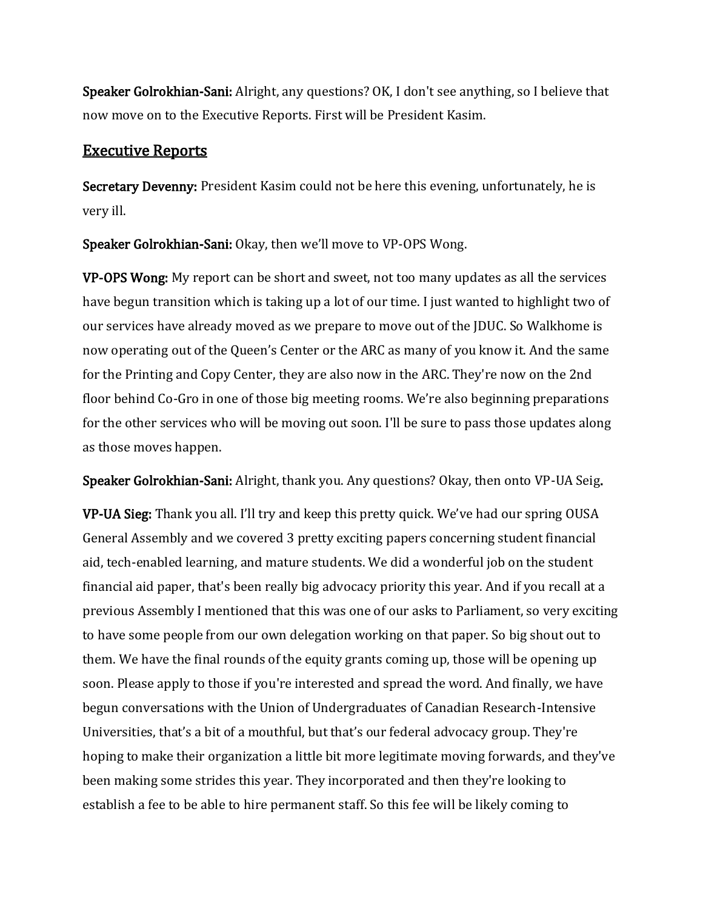**Speaker Golrokhian-Sani:** Alright, any questions? OK, I don't see anything, so I believe that now move on to the Executive Reports. First will be President Kasim.

## Executive Reports

**Secretary Devenny:** President Kasim could not be here this evening, unfortunately, he is very ill.

**Speaker Golrokhian-Sani:** Okay, then we'll move to VP-OPS Wong.

**VP-OPS Wong:** My report can be short and sweet, not too many updates as all the services have begun transition which is taking up a lot of our time. I just wanted to highlight two of our services have already moved as we prepare to move out of the JDUC. So Walkhome is now operating out of the Queen's Center or the ARC as many of you know it. And the same for the Printing and Copy Center, they are also now in the ARC. They're now on the 2nd floor behind Co-Gro in one of those big meeting rooms. We're also beginning preparations for the other services who will be moving out soon. I'll be sure to pass those updates along as those moves happen.

**Speaker Golrokhian-Sani:** Alright, thank you. Any questions? Okay, then onto VP-UA Seig**.**

**VP-UA Sieg:** Thank you all. I'll try and keep this pretty quick. We've had our spring OUSA General Assembly and we covered 3 pretty exciting papers concerning student financial aid, tech-enabled learning, and mature students. We did a wonderful job on the student financial aid paper, that's been really big advocacy priority this year. And if you recall at a previous Assembly I mentioned that this was one of our asks to Parliament, so very exciting to have some people from our own delegation working on that paper. So big shout out to them. We have the final rounds of the equity grants coming up, those will be opening up soon. Please apply to those if you're interested and spread the word. And finally, we have begun conversations with the Union of Undergraduates of Canadian Research-Intensive Universities, that's a bit of a mouthful, but that's our federal advocacy group. They're hoping to make their organization a little bit more legitimate moving forwards, and they've been making some strides this year. They incorporated and then they're looking to establish a fee to be able to hire permanent staff. So this fee will be likely coming to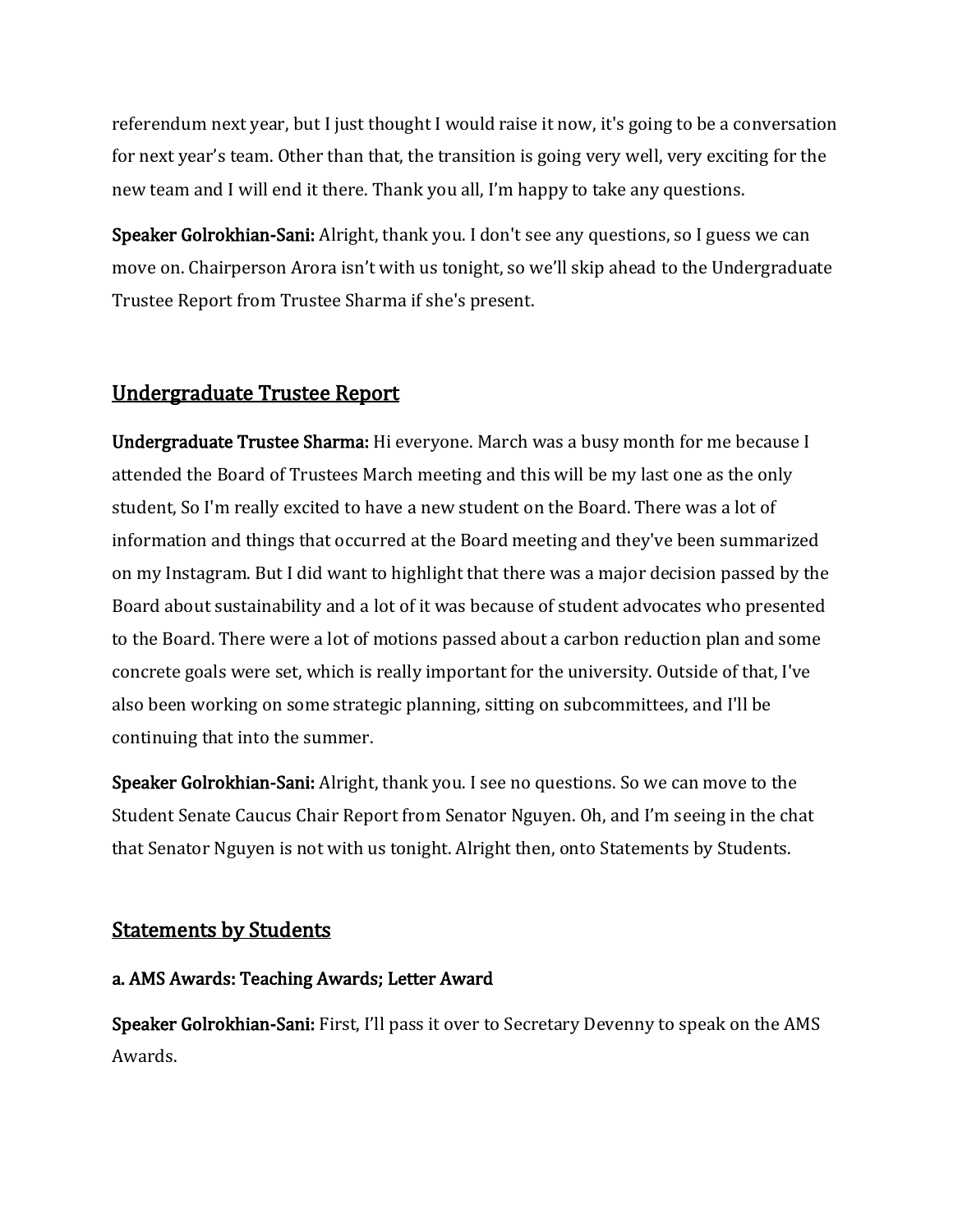referendum next year, but I just thought I would raise it now, it's going to be a conversation for next year's team. Other than that, the transition is going very well, very exciting for the new team and I will end it there. Thank you all, I'm happy to take any questions.

**Speaker Golrokhian-Sani:** Alright, thank you. I don't see any questions, so I guess we can move on. Chairperson Arora isn't with us tonight, so we'll skip ahead to the Undergraduate Trustee Report from Trustee Sharma if she's present.

## Undergraduate Trustee Report

**Undergraduate Trustee Sharma:** Hi everyone. March was a busy month for me because I attended the Board of Trustees March meeting and this will be my last one as the only student, So I'm really excited to have a new student on the Board. There was a lot of information and things that occurred at the Board meeting and they've been summarized on my Instagram. But I did want to highlight that there was a major decision passed by the Board about sustainability and a lot of it was because of student advocates who presented to the Board. There were a lot of motions passed about a carbon reduction plan and some concrete goals were set, which is really important for the university. Outside of that, I've also been working on some strategic planning, sitting on subcommittees, and I'll be continuing that into the summer.

**Speaker Golrokhian-Sani:** Alright, thank you. I see no questions. So we can move to the Student Senate Caucus Chair Report from Senator Nguyen. Oh, and I'm seeing in the chat that Senator Nguyen is not with us tonight. Alright then, onto Statements by Students.

## Statements by Students

### a. AMS Awards: Teaching Awards; Letter Award

**Speaker Golrokhian-Sani:** First, I'll pass it over to Secretary Devenny to speak on the AMS Awards.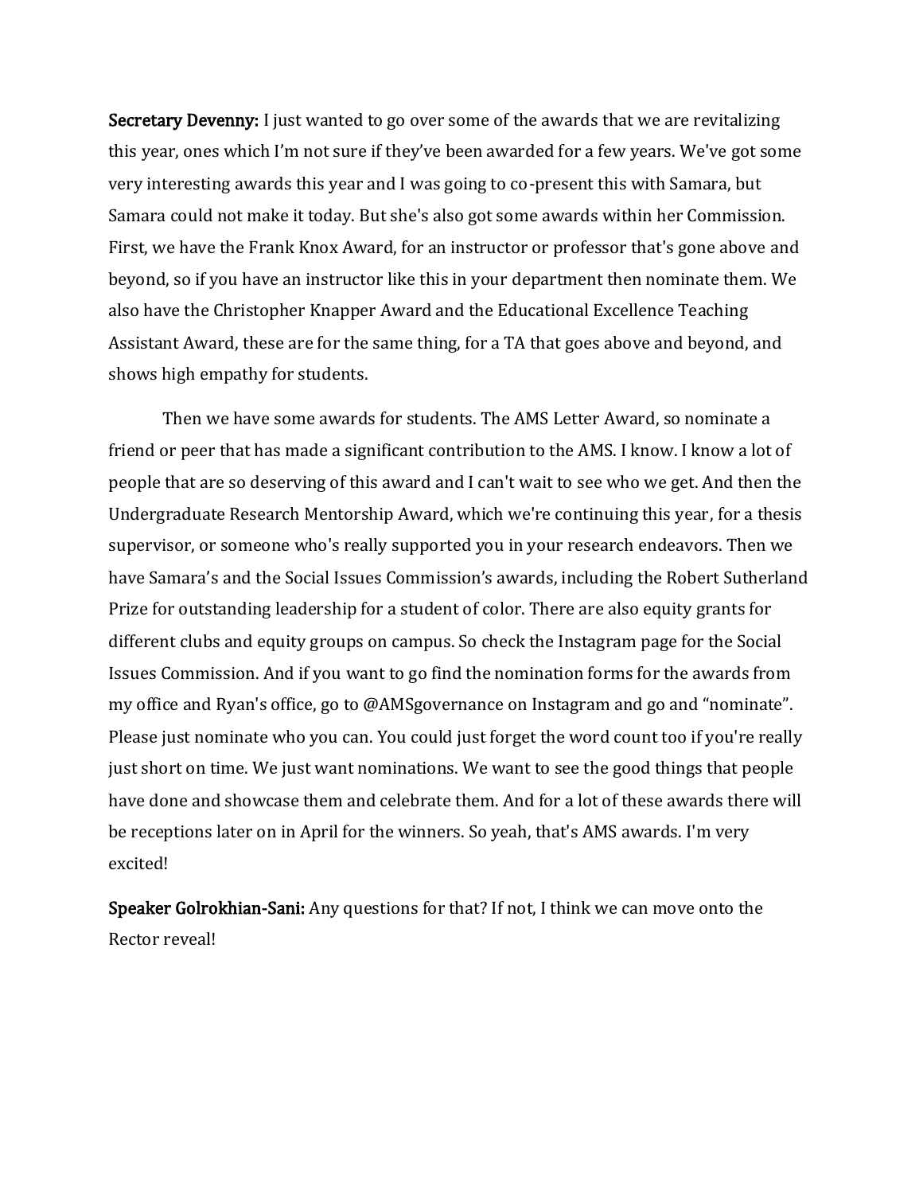**Secretary Devenny:** I just wanted to go over some of the awards that we are revitalizing this year, ones which I'm not sure if they've been awarded for a few years. We've got some very interesting awards this year and I was going to co-present this with Samara, but Samara could not make it today. But she's also got some awards within her Commission. First, we have the Frank Knox Award, for an instructor or professor that's gone above and beyond, so if you have an instructor like this in your department then nominate them. We also have the Christopher Knapper Award and the Educational Excellence Teaching Assistant Award, these are for the same thing, for a TA that goes above and beyond, and shows high empathy for students.

Then we have some awards for students. The AMS Letter Award, so nominate a friend or peer that has made a significant contribution to the AMS. I know. I know a lot of people that are so deserving of this award and I can't wait to see who we get. And then the Undergraduate Research Mentorship Award, which we're continuing this year, for a thesis supervisor, or someone who's really supported you in your research endeavors. Then we have Samara's and the Social Issues Commission's awards, including the Robert Sutherland Prize for outstanding leadership for a student of color. There are also equity grants for different clubs and equity groups on campus. So check the Instagram page for the Social Issues Commission. And if you want to go find the nomination forms for the awards from my office and Ryan's office, go to @AMSgovernance on Instagram and go and "nominate". Please just nominate who you can. You could just forget the word count too if you're really just short on time. We just want nominations. We want to see the good things that people have done and showcase them and celebrate them. And for a lot of these awards there will be receptions later on in April for the winners. So yeah, that's AMS awards. I'm very excited!

**Speaker Golrokhian-Sani:** Any questions for that? If not, I think we can move onto the Rector reveal!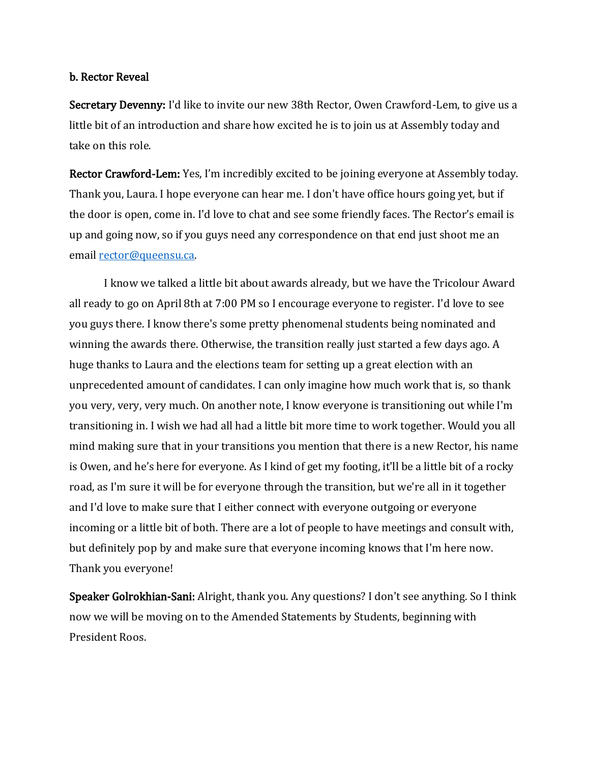**b. Rector Reveal**

**Secretary Devenny:** I'd like to invite our new 38th Rector, Owen Crawford-Lem, to give us a little bit of an introduction and share how excited he is to join us at Assembly today and take on this role.

**Rector Crawford-Lem:** Yes, I'm incredibly excited to be joining everyone at Assembly today. Thank you, Laura. I hope everyone can hear me. I don't have office hours going yet, but if the door is open, come in. I'd love to chat and see some friendly faces. The Rector's email is up and going now, so if you guys need any correspondence on that end just shoot me an email rector@queensu.ca.

I know we talked a little bit about awards already, but we have the Tricolour Award all ready to go on April 8th at 7:00 PM so I encourage everyone to register. I'd love to see you guys there. I know there's some pretty phenomenal students being nominated and winning the awards there. Otherwise, the transition really just started a few days ago. A huge thanks to Laura and the elections team for setting up a great election with an unprecedented amount of candidates. I can only imagine how much work that is, so thank you very, very, very much. On another note, I know everyone is transitioning out while I'm transitioning in. I wish we had all had a little bit more time to work together. Would you all mind making sure that in your transitions you mention that there is a new Rector, his name is Owen, and he's here for everyone. As I kind of get my footing, it'll be a little bit of a rocky road, as I'm sure it will be for everyone through the transition, but we're all in it together and I'd love to make sure that I either connect with everyone outgoing or everyone incoming or a little bit of both. There are a lot of people to have meetings and consult with, but definitely pop by and make sure that everyone incoming knows that I'm here now. Thank you everyone!

**Speaker Golrokhian-Sani:** Alright, thank you. Any questions? I don't see anything. So I think now we will be moving on to the Amended Statements by Students, beginning with President Roos.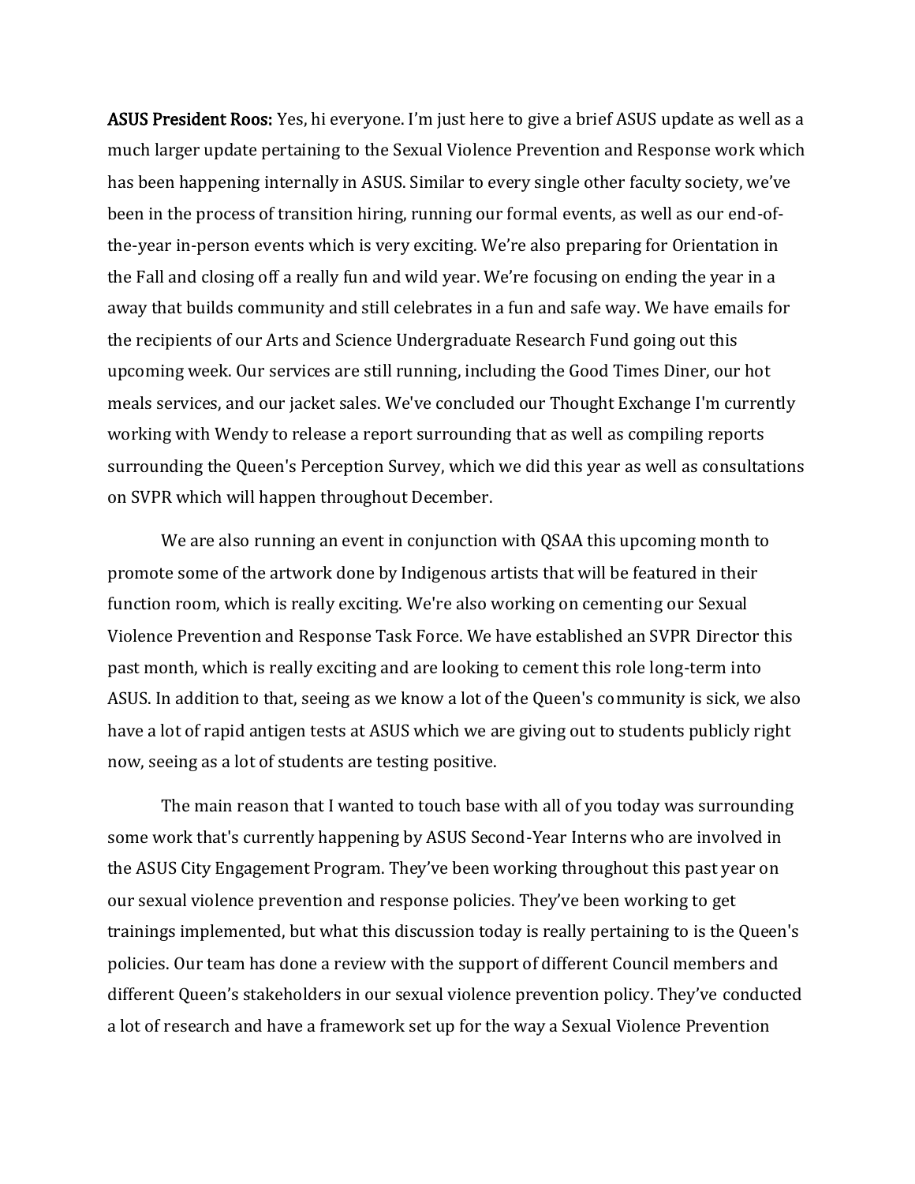**ASUS President Roos:** Yes, hi everyone. I'm just here to give a brief ASUS update as well as a much larger update pertaining to the Sexual Violence Prevention and Response work which has been happening internally in ASUS. Similar to every single other faculty society, we've been in the process of transition hiring, running our formal events, as well as our end-of-the-year in-person events which is very exciting. We're also preparing for Orientation in the Fall and closing off a really fun and wild year. We're focusing on ending the year in a away that builds community and still celebrates in a fun and safe way. We have emails for the recipients of our Arts and Science Undergraduate Research Fund going out this upcoming week. Our services are still running, including the Good Times Diner, our hot meals services, and our jacket sales. We've concluded our Thought Exchange I'm currently working with Wendy to release a report surrounding that as well as compiling reports surrounding the Queen's Perception Survey, which we did this year as well as consultations on SVPR which will happen throughout December.

We are also running an event in conjunction with QSAA this upcoming month to promote some of the artwork done by Indigenous artists that will be featured in their function room, which is really exciting. We're also working on cementing our Sexual Violence Prevention and Response Task Force. We have established an SVPR Director this past month, which is really exciting and are looking to cement this role long-term into ASUS. In addition to that, seeing as we know a lot of the Queen's community is sick, we also have a lot of rapid antigen tests at ASUS which we are giving out to students publicly right now, seeing as a lot of students are testing positive.

The main reason that I wanted to touch base with all of you today was surrounding some work that's currently happening by ASUS Second-Year Interns who are involved in the ASUS City Engagement Program. They've been working throughout this past year on our sexual violence prevention and response policies. They've been working to get trainings implemented, but what this discussion today is really pertaining to is the Queen's policies. Our team has done a review with the support of different Council members and different Queen's stakeholders in our sexual violence prevention policy. They've conducted a lot of research and have a framework set up for the way a Sexual Violence Prevention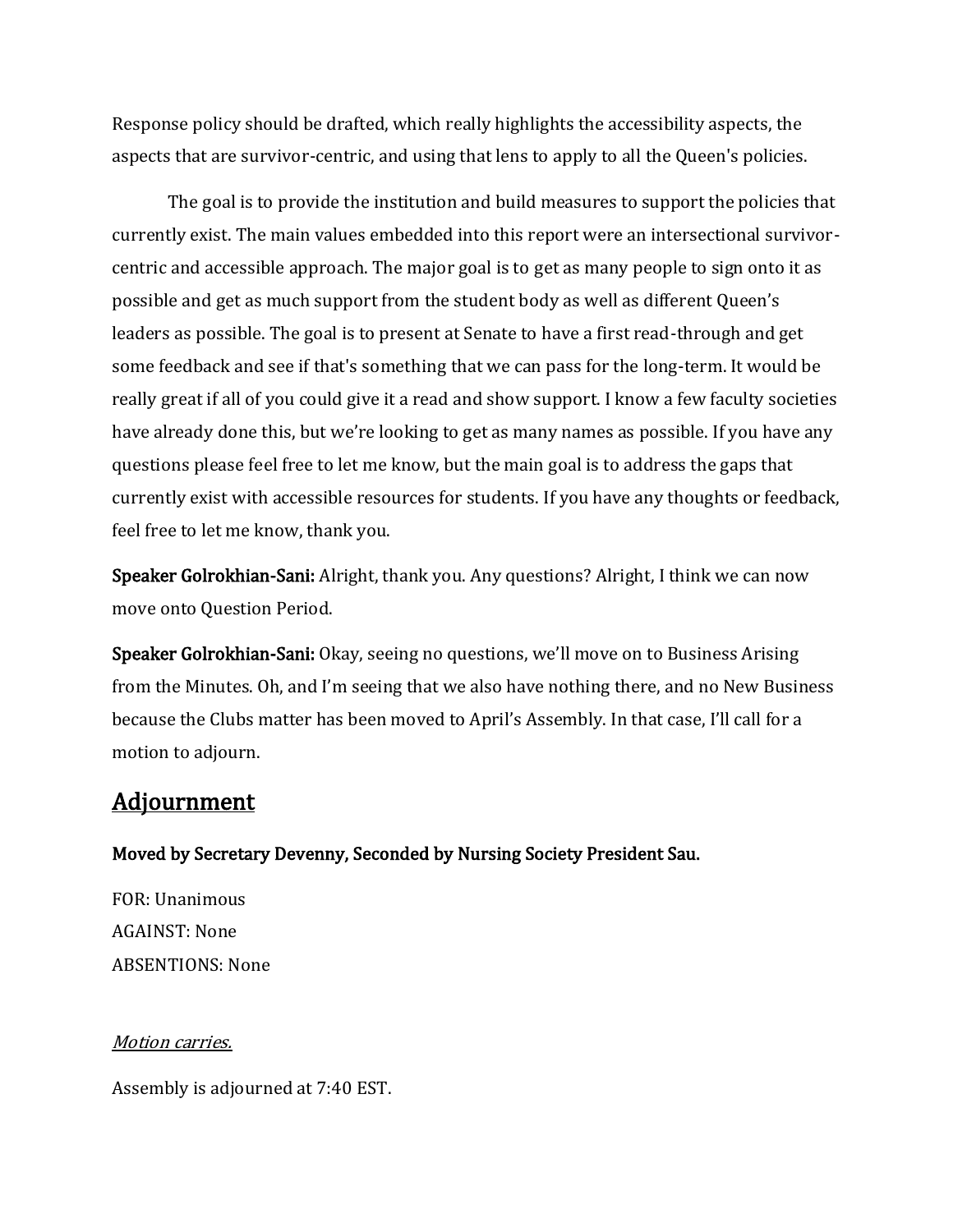Response policy should be drafted, which really highlights the accessibility aspects, the aspects that are survivor-centric, and using that lens to apply to all the Queen's policies.

The goal is to provide the institution and build measures to support the policies that currently exist. The main values embedded into this report were an intersectional survivor-centric and accessible approach. The major goal is to get as many people to sign onto it as possible and get as much support from the student body as well as different Queen's leaders as possible. The goal is to present at Senate to have a first read-through and get some feedback and see if that's something that we can pass for the long-term. It would be really great if all of you could give it a read and show support. I know a few faculty societies have already done this, but we're looking to get as many names as possible. If you have any questions please feel free to let me know, but the main goal is to address the gaps that currently exist with accessible resources for students. If you have any thoughts or feedback, feel free to let me know, thank you.

**Speaker Golrokhian-Sani:** Alright, thank you. Any questions? Alright, I think we can now move onto Question Period.

**Speaker Golrokhian-Sani:** Okay, seeing no questions, we'll move on to Business Arising from the Minutes. Oh, and I'm seeing that we also have nothing there, and no New Business because the Clubs matter has been moved to April's Assembly. In that case, I'll call for a motion to adjourn.

## Adjournment

**Moved by Secretary Devenny, Seconded by Nursing Society President Sau.**

FOR: Unanimous
AGAINST: None
ABSENTIONS: None

*Motion carries.*

Assembly is adjourned at 7:40 EST.